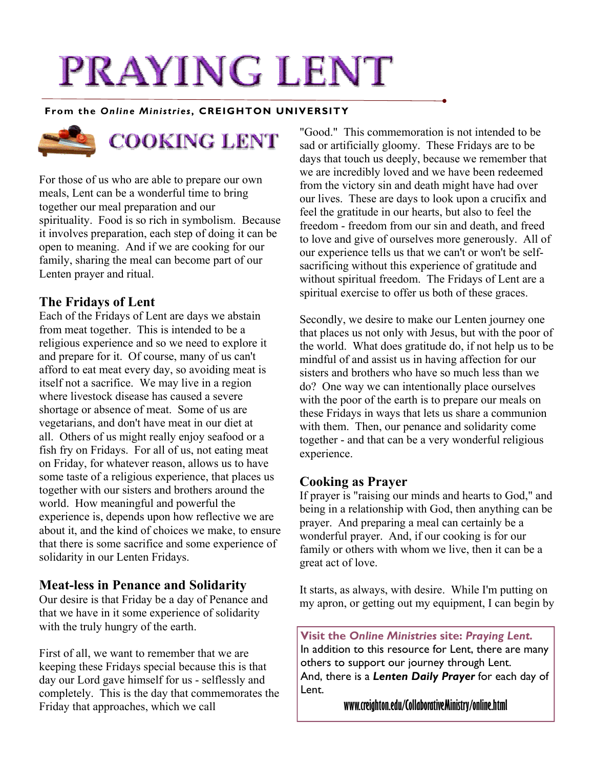# PRAYING LENT

**From the *Online Ministries*, CREIGHTON UNIVERSITY**

## COOKING LENT

For those of us who are able to prepare our own meals, Lent can be a wonderful time to bring together our meal preparation and our spirituality. Food is so rich in symbolism. Because it involves preparation, each step of doing it can be open to meaning. And if we are cooking for our family, sharing the meal can become part of our Lenten prayer and ritual.

### The Fridays of Lent

Each of the Fridays of Lent are days we abstain from meat together. This is intended to be a religious experience and so we need to explore it and prepare for it. Of course, many of us can't afford to eat meat every day, so avoiding meat is itself not a sacrifice. We may live in a region where livestock disease has caused a severe shortage or absence of meat. Some of us are vegetarians, and don't have meat in our diet at all. Others of us might really enjoy seafood or a fish fry on Fridays. For all of us, not eating meat on Friday, for whatever reason, allows us to have some taste of a religious experience, that places us together with our sisters and brothers around the world. How meaningful and powerful the experience is, depends upon how reflective we are about it, and the kind of choices we make, to ensure that there is some sacrifice and some experience of solidarity in our Lenten Fridays.

### Meat-less in Penance and Solidarity

Our desire is that Friday be a day of Penance and that we have in it some experience of solidarity with the truly hungry of the earth.

First of all, we want to remember that we are keeping these Fridays special because this is that day our Lord gave himself for us - selflessly and completely. This is the day that commemorates the Friday that approaches, which we call "Good." This commemoration is not intended to be sad or artificially gloomy. These Fridays are to be days that touch us deeply, because we remember that we are incredibly loved and we have been redeemed from the victory sin and death might have had over our lives. These are days to look upon a crucifix and feel the gratitude in our hearts, but also to feel the freedom - freedom from our sin and death, and freed to love and give of ourselves more generously. All of our experience tells us that we can't or won't be self-sacrificing without this experience of gratitude and without spiritual freedom. The Fridays of Lent are a spiritual exercise to offer us both of these graces.

Secondly, we desire to make our Lenten journey one that places us not only with Jesus, but with the poor of the world. What does gratitude do, if not help us to be mindful of and assist us in having affection for our sisters and brothers who have so much less than we do? One way we can intentionally place ourselves with the poor of the earth is to prepare our meals on these Fridays in ways that lets us share a communion with them. Then, our penance and solidarity come together - and that can be a very wonderful religious experience.

### Cooking as Prayer

If prayer is "raising our minds and hearts to God," and being in a relationship with God, then anything can be prayer. And preparing a meal can certainly be a wonderful prayer. And, if our cooking is for our family or others with whom we live, then it can be a great act of love.

It starts, as always, with desire. While I'm putting on my apron, or getting out my equipment, I can begin by

**Visit the *Online Ministries* site: *Praying Lent.***
In addition to this resource for Lent, there are many others to support our journey through Lent.
And, there is a ***Lenten Daily Prayer*** for each day of Lent.

**www.creighton.edu/CollaborativeMinistry/online.html**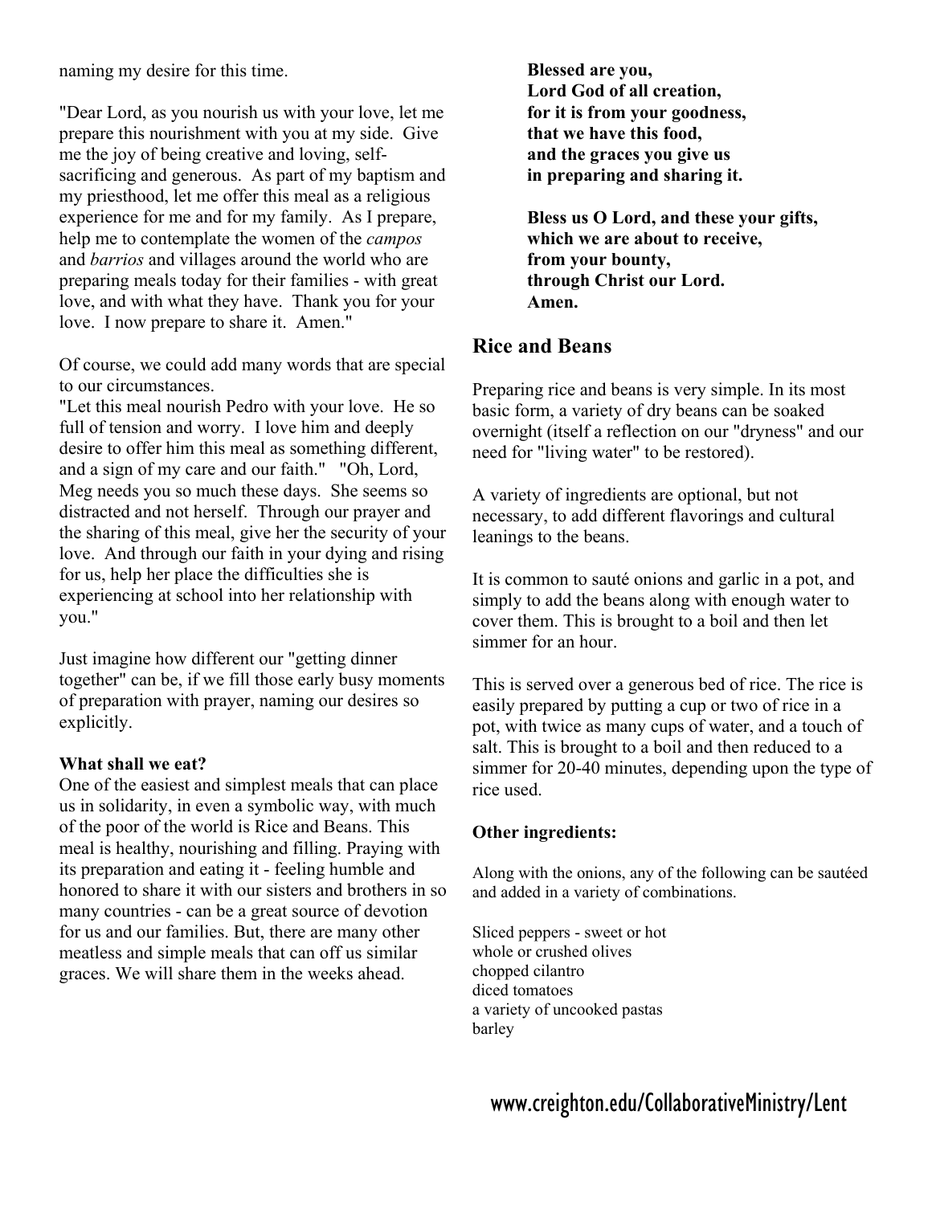naming my desire for this time.

"Dear Lord, as you nourish us with your love, let me prepare this nourishment with you at my side. Give me the joy of being creative and loving, self-sacrificing and generous. As part of my baptism and my priesthood, let me offer this meal as a religious experience for me and for my family. As I prepare, help me to contemplate the women of the *campos* and *barrios* and villages around the world who are preparing meals today for their families - with great love, and with what they have. Thank you for your love. I now prepare to share it. Amen."

Of course, we could add many words that are special to our circumstances.
"Let this meal nourish Pedro with your love. He so full of tension and worry. I love him and deeply desire to offer him this meal as something different, and a sign of my care and our faith." "Oh, Lord, Meg needs you so much these days. She seems so distracted and not herself. Through our prayer and the sharing of this meal, give her the security of your love. And through our faith in your dying and rising for us, help her place the difficulties she is experiencing at school into her relationship with you."

Just imagine how different our "getting dinner together" can be, if we fill those early busy moments of preparation with prayer, naming our desires so explicitly.

**What shall we eat?**
One of the easiest and simplest meals that can place us in solidarity, in even a symbolic way, with much of the poor of the world is Rice and Beans. This meal is healthy, nourishing and filling. Praying with its preparation and eating it - feeling humble and honored to share it with our sisters and brothers in so many countries - can be a great source of devotion for us and our families. But, there are many other meatless and simple meals that can off us similar graces. We will share them in the weeks ahead.

**Blessed are you,**
**Lord God of all creation,**
**for it is from your goodness,**
**that we have this food,**
**and the graces you give us**
**in preparing and sharing it.**

**Bless us O Lord, and these your gifts,**
**which we are about to receive,**
**from your bounty,**
**through Christ our Lord.**
**Amen.**

## Rice and Beans

Preparing rice and beans is very simple. In its most basic form, a variety of dry beans can be soaked overnight (itself a reflection on our "dryness" and our need for "living water" to be restored).

A variety of ingredients are optional, but not necessary, to add different flavorings and cultural leanings to the beans.

It is common to sauté onions and garlic in a pot, and simply to add the beans along with enough water to cover them. This is brought to a boil and then let simmer for an hour.

This is served over a generous bed of rice. The rice is easily prepared by putting a cup or two of rice in a pot, with twice as many cups of water, and a touch of salt. This is brought to a boil and then reduced to a simmer for 20-40 minutes, depending upon the type of rice used.

**Other ingredients:**

Along with the onions, any of the following can be sautéed and added in a variety of combinations.

Sliced peppers - sweet or hot
whole or crushed olives
chopped cilantro
diced tomatoes
a variety of uncooked pastas
barley

www.creighton.edu/CollaborativeMinistry/Lent